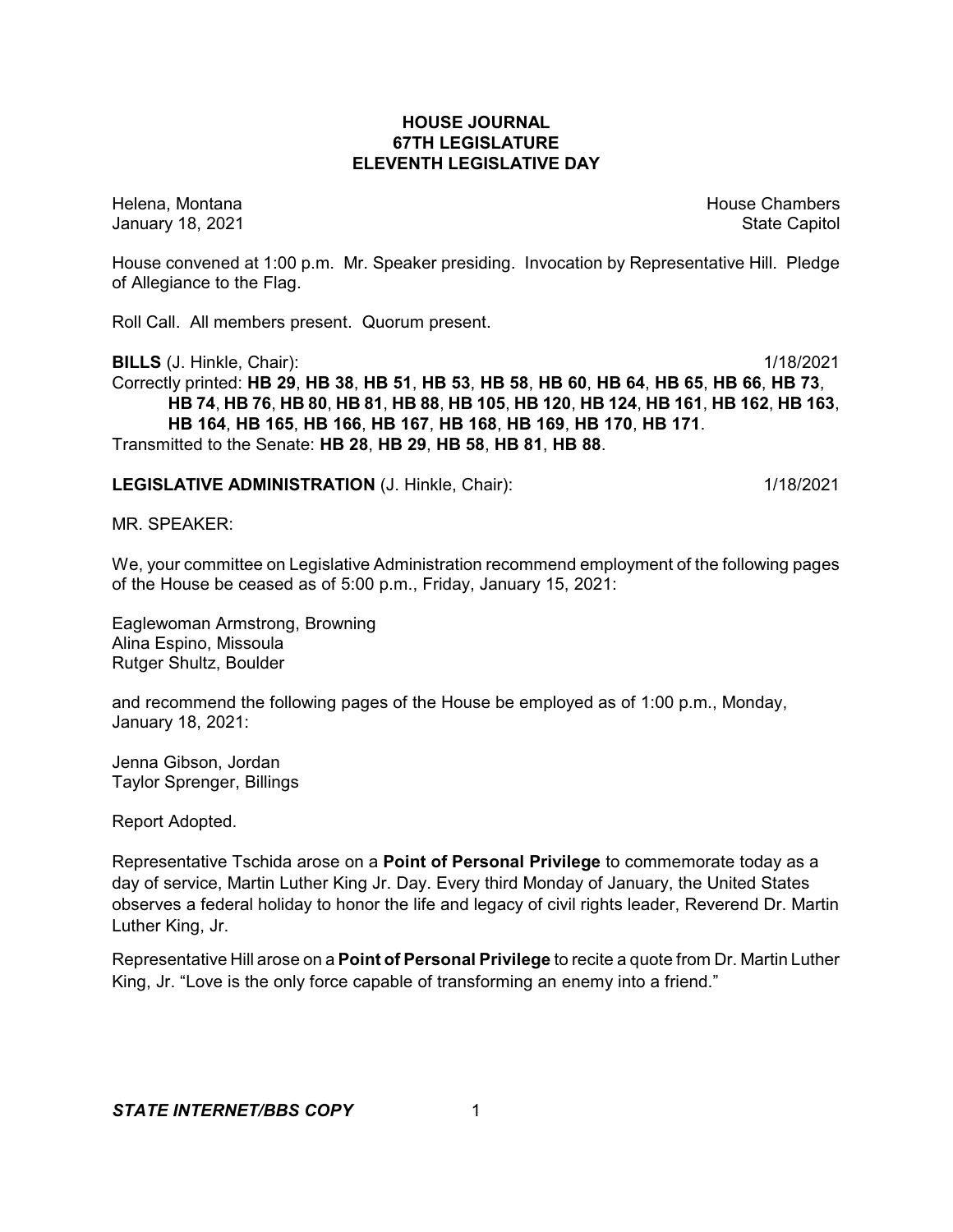# HOUSE JOURNAL
## 67TH LEGISLATURE
## ELEVENTH LEGISLATIVE DAY

Helena, Montana — House Chambers
January 18, 2021 — State Capitol

House convened at 1:00 p.m. Mr. Speaker presiding. Invocation by Representative Hill. Pledge of Allegiance to the Flag.

Roll Call. All members present. Quorum present.

**BILLS** (J. Hinkle, Chair): 1/18/2021

Correctly printed: **HB 29**, **HB 38**, **HB 51**, **HB 53**, **HB 58**, **HB 60**, **HB 64**, **HB 65**, **HB 66**, **HB 73**, **HB 74**, **HB 76**, **HB 80**, **HB 81**, **HB 88**, **HB 105**, **HB 120**, **HB 124**, **HB 161**, **HB 162**, **HB 163**, **HB 164**, **HB 165**, **HB 166**, **HB 167**, **HB 168**, **HB 169**, **HB 170**, **HB 171**.

Transmitted to the Senate: **HB 28**, **HB 29**, **HB 58**, **HB 81**, **HB 88**.

**LEGISLATIVE ADMINISTRATION** (J. Hinkle, Chair): 1/18/2021

MR. SPEAKER:

We, your committee on Legislative Administration recommend employment of the following pages of the House be ceased as of 5:00 p.m., Friday, January 15, 2021:

Eaglewoman Armstrong, Browning
Alina Espino, Missoula
Rutger Shultz, Boulder

and recommend the following pages of the House be employed as of 1:00 p.m., Monday, January 18, 2021:

Jenna Gibson, Jordan
Taylor Sprenger, Billings

Report Adopted.

Representative Tschida arose on a **Point of Personal Privilege** to commemorate today as a day of service, Martin Luther King Jr. Day. Every third Monday of January, the United States observes a federal holiday to honor the life and legacy of civil rights leader, Reverend Dr. Martin Luther King, Jr.

Representative Hill arose on a **Point of Personal Privilege** to recite a quote from Dr. Martin Luther King, Jr. "Love is the only force capable of transforming an enemy into a friend."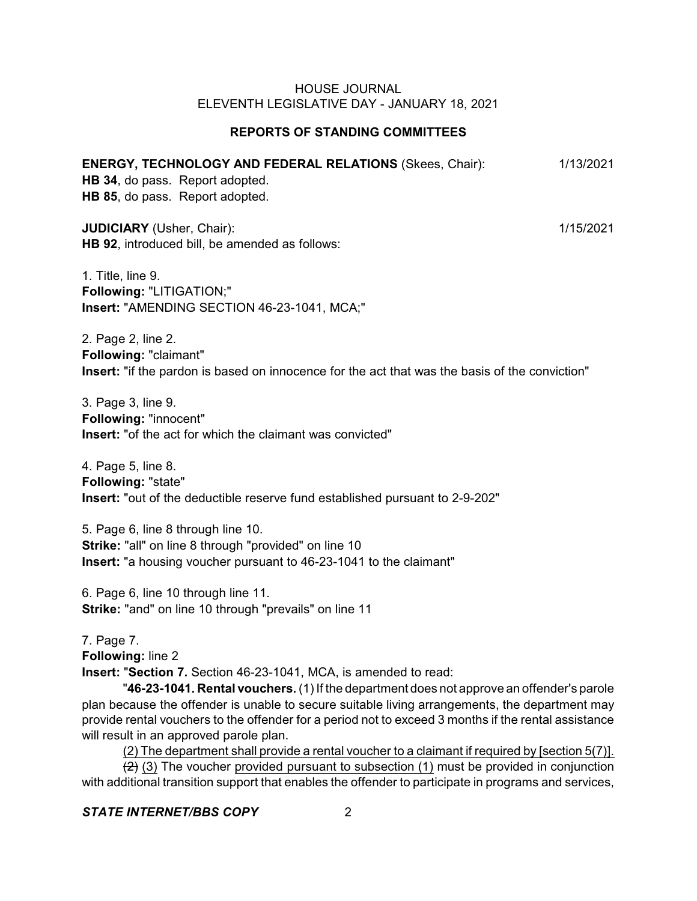## REPORTS OF STANDING COMMITTEES

**ENERGY, TECHNOLOGY AND FEDERAL RELATIONS** (Skees, Chair): 1/13/2021
**HB 34**, do pass. Report adopted.
**HB 85**, do pass. Report adopted.

**JUDICIARY** (Usher, Chair): 1/15/2021
**HB 92**, introduced bill, be amended as follows:

1. Title, line 9.
**Following:** "LITIGATION;"
**Insert:** "AMENDING SECTION 46-23-1041, MCA;"

2. Page 2, line 2.
**Following:** "claimant"
**Insert:** "if the pardon is based on innocence for the act that was the basis of the conviction"

3. Page 3, line 9.
**Following:** "innocent"
**Insert:** "of the act for which the claimant was convicted"

4. Page 5, line 8.
**Following:** "state"
**Insert:** "out of the deductible reserve fund established pursuant to 2-9-202"

5. Page 6, line 8 through line 10.
**Strike:** "all" on line 8 through "provided" on line 10
**Insert:** "a housing voucher pursuant to 46-23-1041 to the claimant"

6. Page 6, line 10 through line 11.
**Strike:** "and" on line 10 through "prevails" on line 11

7. Page 7.
**Following:** line 2
**Insert:** "**Section 7.** Section 46-23-1041, MCA, is amended to read:

"**46-23-1041. Rental vouchers.** (1) If the department does not approve an offender's parole plan because the offender is unable to secure suitable living arrangements, the department may provide rental vouchers to the offender for a period not to exceed 3 months if the rental assistance will result in an approved parole plan.

<u>(2) The department shall provide a rental voucher to a claimant if required by [section 5(7)].</u>

~~(2)~~ <u>(3)</u> The voucher <u>provided pursuant to subsection (1)</u> must be provided in conjunction with additional transition support that enables the offender to participate in programs and services,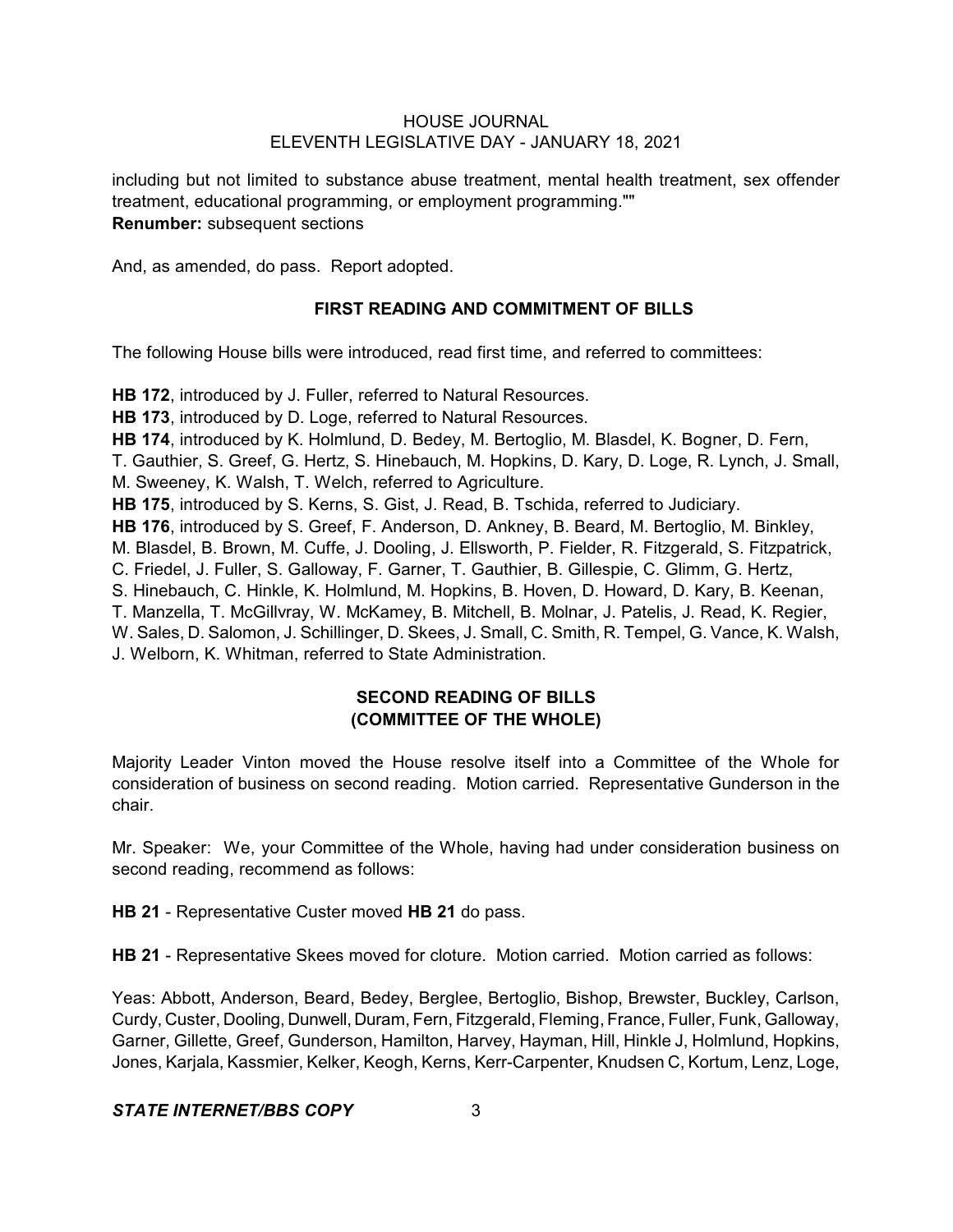including but not limited to substance abuse treatment, mental health treatment, sex offender treatment, educational programming, or employment programming.""
**Renumber:** subsequent sections

And, as amended, do pass. Report adopted.

## FIRST READING AND COMMITMENT OF BILLS

The following House bills were introduced, read first time, and referred to committees:

**HB 172**, introduced by J. Fuller, referred to Natural Resources.
**HB 173**, introduced by D. Loge, referred to Natural Resources.
**HB 174**, introduced by K. Holmlund, D. Bedey, M. Bertoglio, M. Blasdel, K. Bogner, D. Fern, T. Gauthier, S. Greef, G. Hertz, S. Hinebauch, M. Hopkins, D. Kary, D. Loge, R. Lynch, J. Small, M. Sweeney, K. Walsh, T. Welch, referred to Agriculture.
**HB 175**, introduced by S. Kerns, S. Gist, J. Read, B. Tschida, referred to Judiciary.
**HB 176**, introduced by S. Greef, F. Anderson, D. Ankney, B. Beard, M. Bertoglio, M. Binkley, M. Blasdel, B. Brown, M. Cuffe, J. Dooling, J. Ellsworth, P. Fielder, R. Fitzgerald, S. Fitzpatrick, C. Friedel, J. Fuller, S. Galloway, F. Garner, T. Gauthier, B. Gillespie, C. Glimm, G. Hertz, S. Hinebauch, C. Hinkle, K. Holmlund, M. Hopkins, B. Hoven, D. Howard, D. Kary, B. Keenan, T. Manzella, T. McGillvray, W. McKamey, B. Mitchell, B. Molnar, J. Patelis, J. Read, K. Regier, W. Sales, D. Salomon, J. Schillinger, D. Skees, J. Small, C. Smith, R. Tempel, G. Vance, K. Walsh, J. Welborn, K. Whitman, referred to State Administration.

## SECOND READING OF BILLS (COMMITTEE OF THE WHOLE)

Majority Leader Vinton moved the House resolve itself into a Committee of the Whole for consideration of business on second reading. Motion carried. Representative Gunderson in the chair.

Mr. Speaker: We, your Committee of the Whole, having had under consideration business on second reading, recommend as follows:

**HB 21** - Representative Custer moved **HB 21** do pass.

**HB 21** - Representative Skees moved for cloture. Motion carried. Motion carried as follows:

Yeas: Abbott, Anderson, Beard, Bedey, Berglee, Bertoglio, Bishop, Brewster, Buckley, Carlson, Curdy, Custer, Dooling, Dunwell, Duram, Fern, Fitzgerald, Fleming, France, Fuller, Funk, Galloway, Garner, Gillette, Greef, Gunderson, Hamilton, Harvey, Hayman, Hill, Hinkle J, Holmlund, Hopkins, Jones, Karjala, Kassmier, Kelker, Keogh, Kerns, Kerr-Carpenter, Knudsen C, Kortum, Lenz, Loge,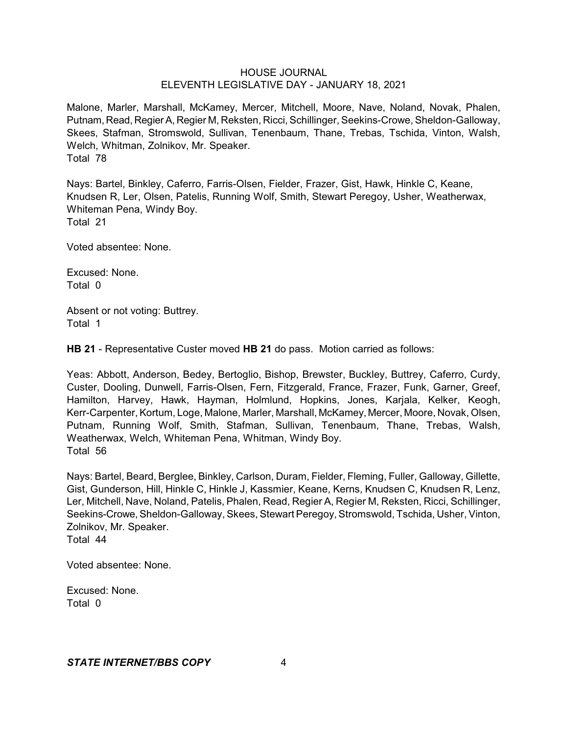Malone, Marler, Marshall, McKamey, Mercer, Mitchell, Moore, Nave, Noland, Novak, Phalen, Putnam, Read, Regier A, Regier M, Reksten, Ricci, Schillinger, Seekins-Crowe, Sheldon-Galloway, Skees, Stafman, Stromswold, Sullivan, Tenenbaum, Thane, Trebas, Tschida, Vinton, Walsh, Welch, Whitman, Zolnikov, Mr. Speaker.
Total 78

Nays: Bartel, Binkley, Caferro, Farris-Olsen, Fielder, Frazer, Gist, Hawk, Hinkle C, Keane, Knudsen R, Ler, Olsen, Patelis, Running Wolf, Smith, Stewart Peregoy, Usher, Weatherwax, Whiteman Pena, Windy Boy.
Total 21

Voted absentee: None.

Excused: None.
Total 0

Absent or not voting: Buttrey.
Total 1

**HB 21** - Representative Custer moved **HB 21** do pass. Motion carried as follows:

Yeas: Abbott, Anderson, Bedey, Bertoglio, Bishop, Brewster, Buckley, Buttrey, Caferro, Curdy, Custer, Dooling, Dunwell, Farris-Olsen, Fern, Fitzgerald, France, Frazer, Funk, Garner, Greef, Hamilton, Harvey, Hawk, Hayman, Holmlund, Hopkins, Jones, Karjala, Kelker, Keogh, Kerr-Carpenter, Kortum, Loge, Malone, Marler, Marshall, McKamey, Mercer, Moore, Novak, Olsen, Putnam, Running Wolf, Smith, Stafman, Sullivan, Tenenbaum, Thane, Trebas, Walsh, Weatherwax, Welch, Whiteman Pena, Whitman, Windy Boy.
Total 56

Nays: Bartel, Beard, Berglee, Binkley, Carlson, Duram, Fielder, Fleming, Fuller, Galloway, Gillette, Gist, Gunderson, Hill, Hinkle C, Hinkle J, Kassmier, Keane, Kerns, Knudsen C, Knudsen R, Lenz, Ler, Mitchell, Nave, Noland, Patelis, Phalen, Read, Regier A, Regier M, Reksten, Ricci, Schillinger, Seekins-Crowe, Sheldon-Galloway, Skees, Stewart Peregoy, Stromswold, Tschida, Usher, Vinton, Zolnikov, Mr. Speaker.
Total 44

Voted absentee: None.

Excused: None.
Total 0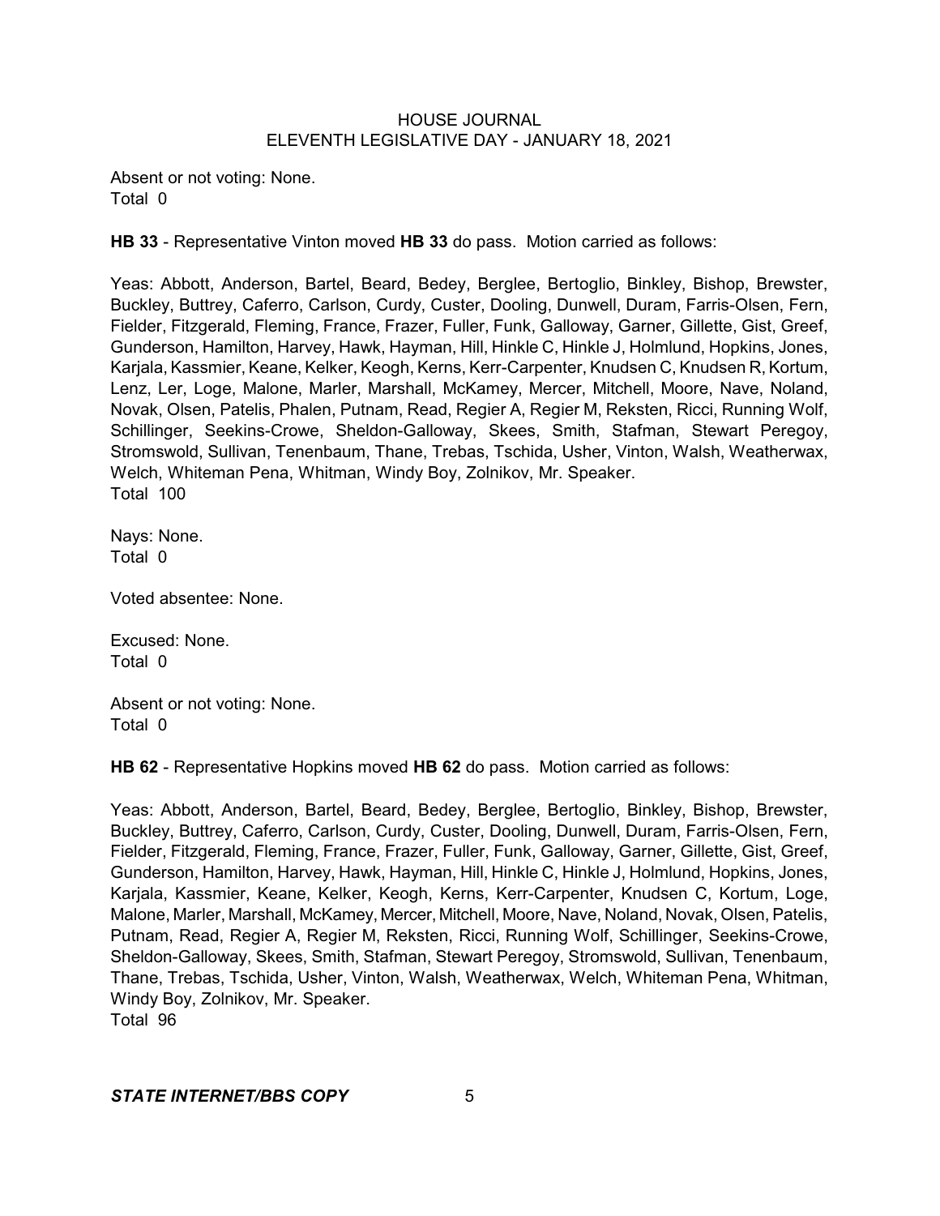Absent or not voting: None.
Total 0

**HB 33** - Representative Vinton moved **HB 33** do pass. Motion carried as follows:

Yeas: Abbott, Anderson, Bartel, Beard, Bedey, Berglee, Bertoglio, Binkley, Bishop, Brewster, Buckley, Buttrey, Caferro, Carlson, Curdy, Custer, Dooling, Dunwell, Duram, Farris-Olsen, Fern, Fielder, Fitzgerald, Fleming, France, Frazer, Fuller, Funk, Galloway, Garner, Gillette, Gist, Greef, Gunderson, Hamilton, Harvey, Hawk, Hayman, Hill, Hinkle C, Hinkle J, Holmlund, Hopkins, Jones, Karjala, Kassmier, Keane, Kelker, Keogh, Kerns, Kerr-Carpenter, Knudsen C, Knudsen R, Kortum, Lenz, Ler, Loge, Malone, Marler, Marshall, McKamey, Mercer, Mitchell, Moore, Nave, Noland, Novak, Olsen, Patelis, Phalen, Putnam, Read, Regier A, Regier M, Reksten, Ricci, Running Wolf, Schillinger, Seekins-Crowe, Sheldon-Galloway, Skees, Smith, Stafman, Stewart Peregoy, Stromswold, Sullivan, Tenenbaum, Thane, Trebas, Tschida, Usher, Vinton, Walsh, Weatherwax, Welch, Whiteman Pena, Whitman, Windy Boy, Zolnikov, Mr. Speaker.
Total 100

Nays: None.
Total 0

Voted absentee: None.

Excused: None.
Total 0

Absent or not voting: None.
Total 0

**HB 62** - Representative Hopkins moved **HB 62** do pass. Motion carried as follows:

Yeas: Abbott, Anderson, Bartel, Beard, Bedey, Berglee, Bertoglio, Binkley, Bishop, Brewster, Buckley, Buttrey, Caferro, Carlson, Curdy, Custer, Dooling, Dunwell, Duram, Farris-Olsen, Fern, Fielder, Fitzgerald, Fleming, France, Frazer, Fuller, Funk, Galloway, Garner, Gillette, Gist, Greef, Gunderson, Hamilton, Harvey, Hawk, Hayman, Hill, Hinkle C, Hinkle J, Holmlund, Hopkins, Jones, Karjala, Kassmier, Keane, Kelker, Keogh, Kerns, Kerr-Carpenter, Knudsen C, Kortum, Loge, Malone, Marler, Marshall, McKamey, Mercer, Mitchell, Moore, Nave, Noland, Novak, Olsen, Patelis, Putnam, Read, Regier A, Regier M, Reksten, Ricci, Running Wolf, Schillinger, Seekins-Crowe, Sheldon-Galloway, Skees, Smith, Stafman, Stewart Peregoy, Stromswold, Sullivan, Tenenbaum, Thane, Trebas, Tschida, Usher, Vinton, Walsh, Weatherwax, Welch, Whiteman Pena, Whitman, Windy Boy, Zolnikov, Mr. Speaker.
Total 96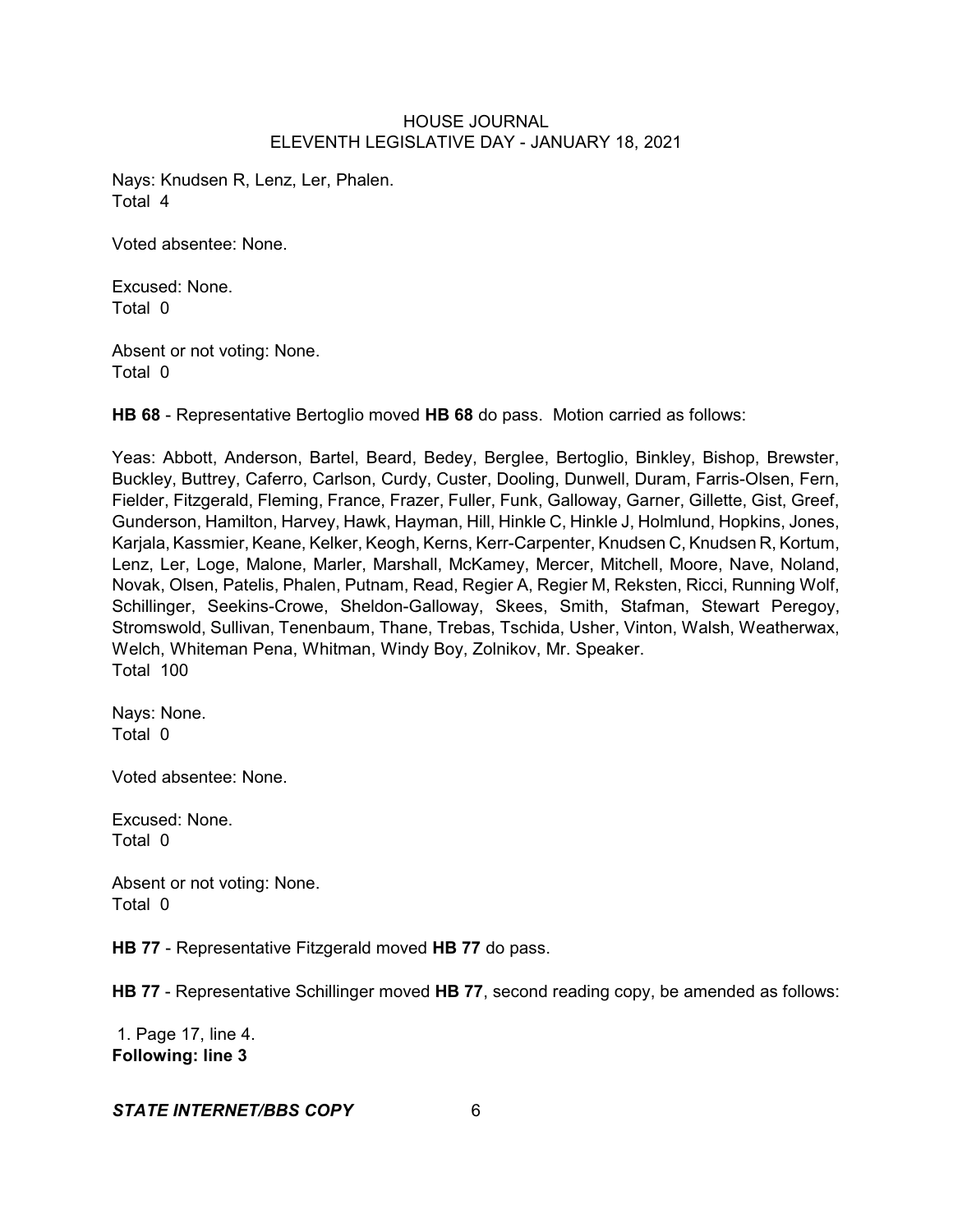Nays: Knudsen R, Lenz, Ler, Phalen.
Total 4

Voted absentee: None.

Excused: None.
Total 0

Absent or not voting: None.
Total 0

**HB 68** - Representative Bertoglio moved **HB 68** do pass. Motion carried as follows:

Yeas: Abbott, Anderson, Bartel, Beard, Bedey, Berglee, Bertoglio, Binkley, Bishop, Brewster, Buckley, Buttrey, Caferro, Carlson, Curdy, Custer, Dooling, Dunwell, Duram, Farris-Olsen, Fern, Fielder, Fitzgerald, Fleming, France, Frazer, Fuller, Funk, Galloway, Garner, Gillette, Gist, Greef, Gunderson, Hamilton, Harvey, Hawk, Hayman, Hill, Hinkle C, Hinkle J, Holmlund, Hopkins, Jones, Karjala, Kassmier, Keane, Kelker, Keogh, Kerns, Kerr-Carpenter, Knudsen C, Knudsen R, Kortum, Lenz, Ler, Loge, Malone, Marler, Marshall, McKamey, Mercer, Mitchell, Moore, Nave, Noland, Novak, Olsen, Patelis, Phalen, Putnam, Read, Regier A, Regier M, Reksten, Ricci, Running Wolf, Schillinger, Seekins-Crowe, Sheldon-Galloway, Skees, Smith, Stafman, Stewart Peregoy, Stromswold, Sullivan, Tenenbaum, Thane, Trebas, Tschida, Usher, Vinton, Walsh, Weatherwax, Welch, Whiteman Pena, Whitman, Windy Boy, Zolnikov, Mr. Speaker.
Total 100

Nays: None.
Total 0

Voted absentee: None.

Excused: None.
Total 0

Absent or not voting: None.
Total 0

**HB 77** - Representative Fitzgerald moved **HB 77** do pass.

**HB 77** - Representative Schillinger moved **HB 77**, second reading copy, be amended as follows:

1. Page 17, line 4.
**Following: line 3**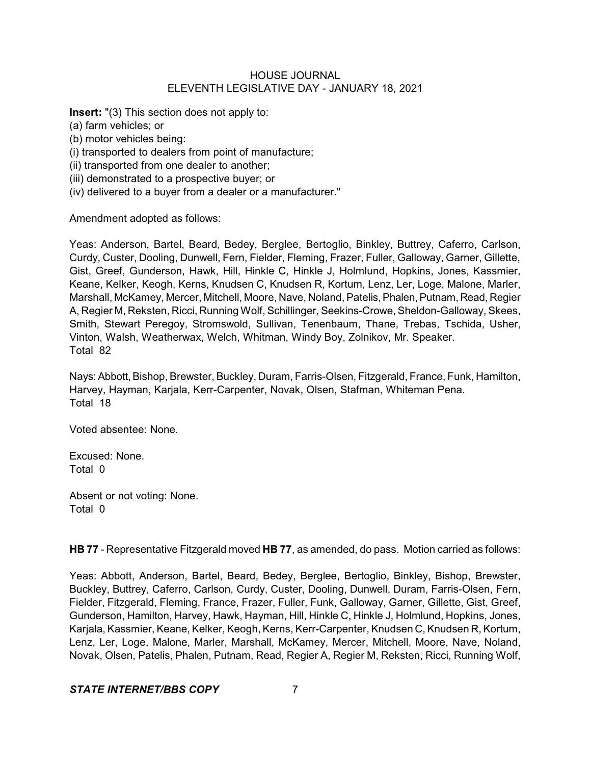**Insert:** "(3) This section does not apply to:
(a) farm vehicles; or
(b) motor vehicles being:
(i) transported to dealers from point of manufacture;
(ii) transported from one dealer to another;
(iii) demonstrated to a prospective buyer; or
(iv) delivered to a buyer from a dealer or a manufacturer."

Amendment adopted as follows:

Yeas: Anderson, Bartel, Beard, Bedey, Berglee, Bertoglio, Binkley, Buttrey, Caferro, Carlson, Curdy, Custer, Dooling, Dunwell, Fern, Fielder, Fleming, Frazer, Fuller, Galloway, Garner, Gillette, Gist, Greef, Gunderson, Hawk, Hill, Hinkle C, Hinkle J, Holmlund, Hopkins, Jones, Kassmier, Keane, Kelker, Keogh, Kerns, Knudsen C, Knudsen R, Kortum, Lenz, Ler, Loge, Malone, Marler, Marshall, McKamey, Mercer, Mitchell, Moore, Nave, Noland, Patelis, Phalen, Putnam, Read, Regier A, Regier M, Reksten, Ricci, Running Wolf, Schillinger, Seekins-Crowe, Sheldon-Galloway, Skees, Smith, Stewart Peregoy, Stromswold, Sullivan, Tenenbaum, Thane, Trebas, Tschida, Usher, Vinton, Walsh, Weatherwax, Welch, Whitman, Windy Boy, Zolnikov, Mr. Speaker.
Total 82

Nays: Abbott, Bishop, Brewster, Buckley, Duram, Farris-Olsen, Fitzgerald, France, Funk, Hamilton, Harvey, Hayman, Karjala, Kerr-Carpenter, Novak, Olsen, Stafman, Whiteman Pena.
Total 18

Voted absentee: None.

Excused: None.
Total 0

Absent or not voting: None.
Total 0

**HB 77** - Representative Fitzgerald moved **HB 77**, as amended, do pass. Motion carried as follows:

Yeas: Abbott, Anderson, Bartel, Beard, Bedey, Berglee, Bertoglio, Binkley, Bishop, Brewster, Buckley, Buttrey, Caferro, Carlson, Curdy, Custer, Dooling, Dunwell, Duram, Farris-Olsen, Fern, Fielder, Fitzgerald, Fleming, France, Frazer, Fuller, Funk, Galloway, Garner, Gillette, Gist, Greef, Gunderson, Hamilton, Harvey, Hawk, Hayman, Hill, Hinkle C, Hinkle J, Holmlund, Hopkins, Jones, Karjala, Kassmier, Keane, Kelker, Keogh, Kerns, Kerr-Carpenter, Knudsen C, Knudsen R, Kortum, Lenz, Ler, Loge, Malone, Marler, Marshall, McKamey, Mercer, Mitchell, Moore, Nave, Noland, Novak, Olsen, Patelis, Phalen, Putnam, Read, Regier A, Regier M, Reksten, Ricci, Running Wolf,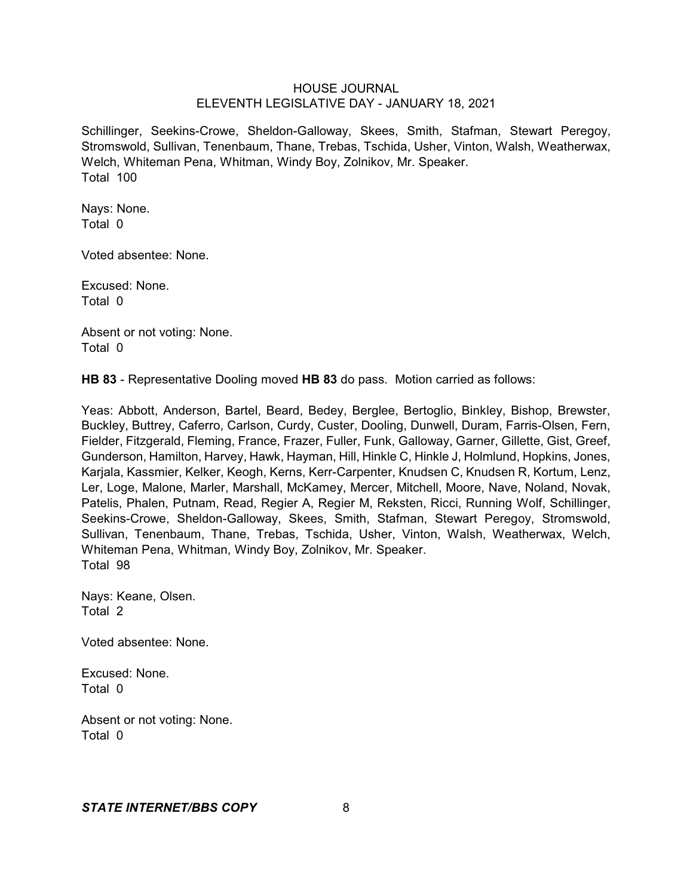Schillinger, Seekins-Crowe, Sheldon-Galloway, Skees, Smith, Stafman, Stewart Peregoy, Stromswold, Sullivan, Tenenbaum, Thane, Trebas, Tschida, Usher, Vinton, Walsh, Weatherwax, Welch, Whiteman Pena, Whitman, Windy Boy, Zolnikov, Mr. Speaker.
Total 100

Nays: None.
Total 0

Voted absentee: None.

Excused: None.
Total 0

Absent or not voting: None.
Total 0

**HB 83** - Representative Dooling moved **HB 83** do pass. Motion carried as follows:

Yeas: Abbott, Anderson, Bartel, Beard, Bedey, Berglee, Bertoglio, Binkley, Bishop, Brewster, Buckley, Buttrey, Caferro, Carlson, Curdy, Custer, Dooling, Dunwell, Duram, Farris-Olsen, Fern, Fielder, Fitzgerald, Fleming, France, Frazer, Fuller, Funk, Galloway, Garner, Gillette, Gist, Greef, Gunderson, Hamilton, Harvey, Hawk, Hayman, Hill, Hinkle C, Hinkle J, Holmlund, Hopkins, Jones, Karjala, Kassmier, Kelker, Keogh, Kerns, Kerr-Carpenter, Knudsen C, Knudsen R, Kortum, Lenz, Ler, Loge, Malone, Marler, Marshall, McKamey, Mercer, Mitchell, Moore, Nave, Noland, Novak, Patelis, Phalen, Putnam, Read, Regier A, Regier M, Reksten, Ricci, Running Wolf, Schillinger, Seekins-Crowe, Sheldon-Galloway, Skees, Smith, Stafman, Stewart Peregoy, Stromswold, Sullivan, Tenenbaum, Thane, Trebas, Tschida, Usher, Vinton, Walsh, Weatherwax, Welch, Whiteman Pena, Whitman, Windy Boy, Zolnikov, Mr. Speaker.
Total 98

Nays: Keane, Olsen.
Total 2

Voted absentee: None.

Excused: None.
Total 0

Absent or not voting: None.
Total 0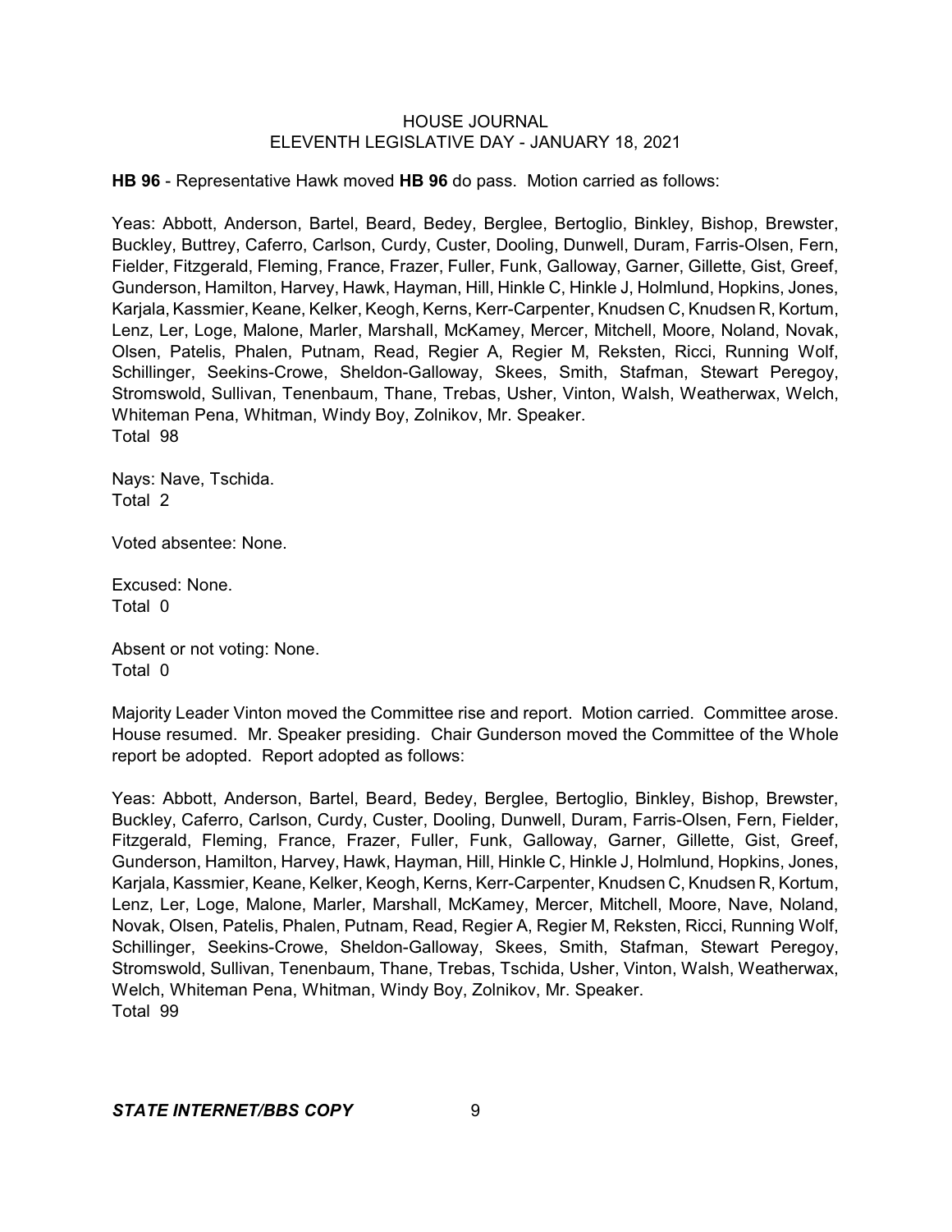**HB 96** - Representative Hawk moved **HB 96** do pass. Motion carried as follows:

Yeas: Abbott, Anderson, Bartel, Beard, Bedey, Berglee, Bertoglio, Binkley, Bishop, Brewster, Buckley, Buttrey, Caferro, Carlson, Curdy, Custer, Dooling, Dunwell, Duram, Farris-Olsen, Fern, Fielder, Fitzgerald, Fleming, France, Frazer, Fuller, Funk, Galloway, Garner, Gillette, Gist, Greef, Gunderson, Hamilton, Harvey, Hawk, Hayman, Hill, Hinkle C, Hinkle J, Holmlund, Hopkins, Jones, Karjala, Kassmier, Keane, Kelker, Keogh, Kerns, Kerr-Carpenter, Knudsen C, Knudsen R, Kortum, Lenz, Ler, Loge, Malone, Marler, Marshall, McKamey, Mercer, Mitchell, Moore, Noland, Novak, Olsen, Patelis, Phalen, Putnam, Read, Regier A, Regier M, Reksten, Ricci, Running Wolf, Schillinger, Seekins-Crowe, Sheldon-Galloway, Skees, Smith, Stafman, Stewart Peregoy, Stromswold, Sullivan, Tenenbaum, Thane, Trebas, Usher, Vinton, Walsh, Weatherwax, Welch, Whiteman Pena, Whitman, Windy Boy, Zolnikov, Mr. Speaker.
Total 98

Nays: Nave, Tschida.
Total 2

Voted absentee: None.

Excused: None.
Total 0

Absent or not voting: None.
Total 0

Majority Leader Vinton moved the Committee rise and report. Motion carried. Committee arose. House resumed. Mr. Speaker presiding. Chair Gunderson moved the Committee of the Whole report be adopted. Report adopted as follows:

Yeas: Abbott, Anderson, Bartel, Beard, Bedey, Berglee, Bertoglio, Binkley, Bishop, Brewster, Buckley, Caferro, Carlson, Curdy, Custer, Dooling, Dunwell, Duram, Farris-Olsen, Fern, Fielder, Fitzgerald, Fleming, France, Frazer, Fuller, Funk, Galloway, Garner, Gillette, Gist, Greef, Gunderson, Hamilton, Harvey, Hawk, Hayman, Hill, Hinkle C, Hinkle J, Holmlund, Hopkins, Jones, Karjala, Kassmier, Keane, Kelker, Keogh, Kerns, Kerr-Carpenter, Knudsen C, Knudsen R, Kortum, Lenz, Ler, Loge, Malone, Marler, Marshall, McKamey, Mercer, Mitchell, Moore, Nave, Noland, Novak, Olsen, Patelis, Phalen, Putnam, Read, Regier A, Regier M, Reksten, Ricci, Running Wolf, Schillinger, Seekins-Crowe, Sheldon-Galloway, Skees, Smith, Stafman, Stewart Peregoy, Stromswold, Sullivan, Tenenbaum, Thane, Trebas, Tschida, Usher, Vinton, Walsh, Weatherwax, Welch, Whiteman Pena, Whitman, Windy Boy, Zolnikov, Mr. Speaker.
Total 99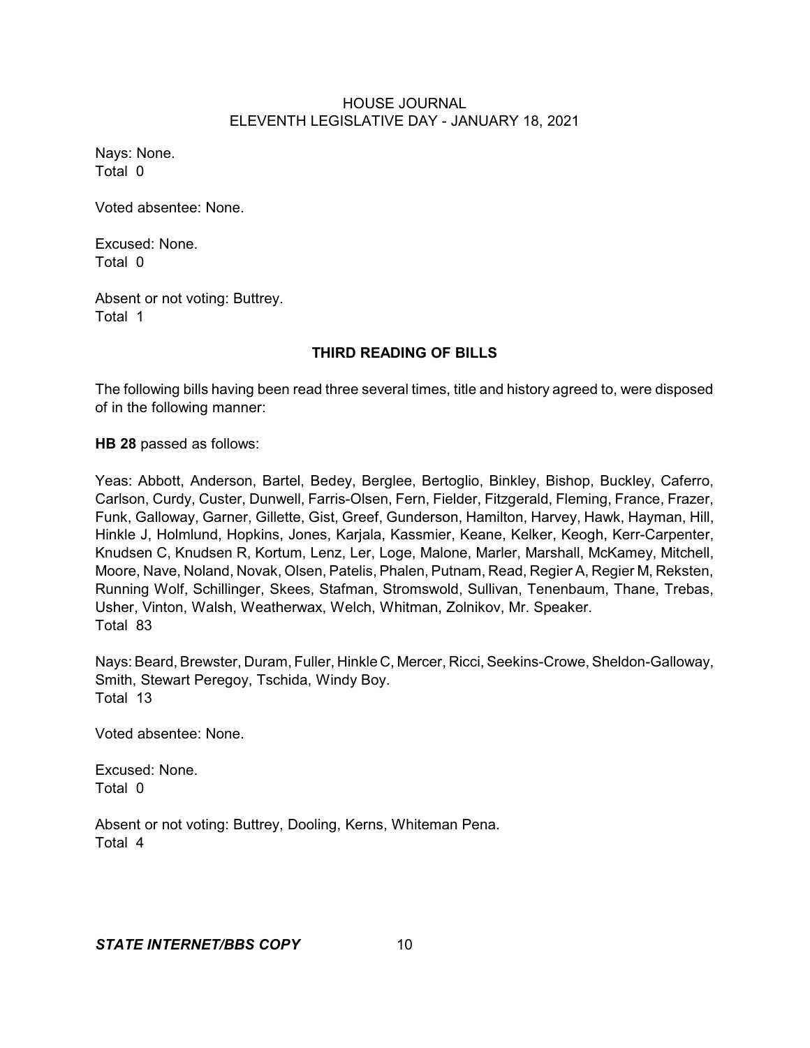Nays: None.
Total 0

Voted absentee: None.

Excused: None.
Total 0

Absent or not voting: Buttrey.
Total 1

## THIRD READING OF BILLS

The following bills having been read three several times, title and history agreed to, were disposed of in the following manner:

**HB 28** passed as follows:

Yeas: Abbott, Anderson, Bartel, Bedey, Berglee, Bertoglio, Binkley, Bishop, Buckley, Caferro, Carlson, Curdy, Custer, Dunwell, Farris-Olsen, Fern, Fielder, Fitzgerald, Fleming, France, Frazer, Funk, Galloway, Garner, Gillette, Gist, Greef, Gunderson, Hamilton, Harvey, Hawk, Hayman, Hill, Hinkle J, Holmlund, Hopkins, Jones, Karjala, Kassmier, Keane, Kelker, Keogh, Kerr-Carpenter, Knudsen C, Knudsen R, Kortum, Lenz, Ler, Loge, Malone, Marler, Marshall, McKamey, Mitchell, Moore, Nave, Noland, Novak, Olsen, Patelis, Phalen, Putnam, Read, Regier A, Regier M, Reksten, Running Wolf, Schillinger, Skees, Stafman, Stromswold, Sullivan, Tenenbaum, Thane, Trebas, Usher, Vinton, Walsh, Weatherwax, Welch, Whitman, Zolnikov, Mr. Speaker.
Total 83

Nays: Beard, Brewster, Duram, Fuller, Hinkle C, Mercer, Ricci, Seekins-Crowe, Sheldon-Galloway, Smith, Stewart Peregoy, Tschida, Windy Boy.
Total 13

Voted absentee: None.

Excused: None.
Total 0

Absent or not voting: Buttrey, Dooling, Kerns, Whiteman Pena.
Total 4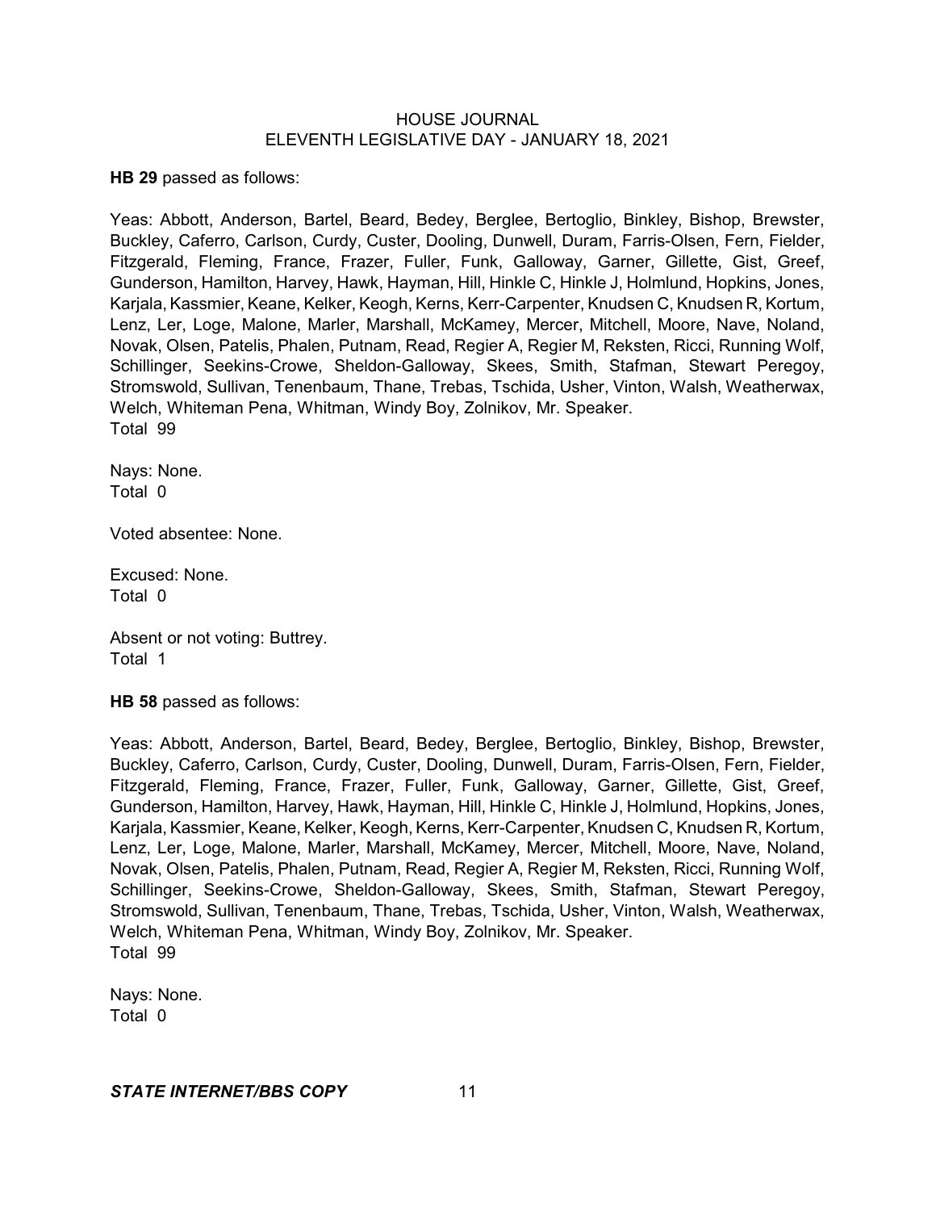**HB 29** passed as follows:

Yeas: Abbott, Anderson, Bartel, Beard, Bedey, Berglee, Bertoglio, Binkley, Bishop, Brewster, Buckley, Caferro, Carlson, Curdy, Custer, Dooling, Dunwell, Duram, Farris-Olsen, Fern, Fielder, Fitzgerald, Fleming, France, Frazer, Fuller, Funk, Galloway, Garner, Gillette, Gist, Greef, Gunderson, Hamilton, Harvey, Hawk, Hayman, Hill, Hinkle C, Hinkle J, Holmlund, Hopkins, Jones, Karjala, Kassmier, Keane, Kelker, Keogh, Kerns, Kerr-Carpenter, Knudsen C, Knudsen R, Kortum, Lenz, Ler, Loge, Malone, Marler, Marshall, McKamey, Mercer, Mitchell, Moore, Nave, Noland, Novak, Olsen, Patelis, Phalen, Putnam, Read, Regier A, Regier M, Reksten, Ricci, Running Wolf, Schillinger, Seekins-Crowe, Sheldon-Galloway, Skees, Smith, Stafman, Stewart Peregoy, Stromswold, Sullivan, Tenenbaum, Thane, Trebas, Tschida, Usher, Vinton, Walsh, Weatherwax, Welch, Whiteman Pena, Whitman, Windy Boy, Zolnikov, Mr. Speaker.
Total 99

Nays: None.
Total 0

Voted absentee: None.

Excused: None.
Total 0

Absent or not voting: Buttrey.
Total 1

**HB 58** passed as follows:

Yeas: Abbott, Anderson, Bartel, Beard, Bedey, Berglee, Bertoglio, Binkley, Bishop, Brewster, Buckley, Caferro, Carlson, Curdy, Custer, Dooling, Dunwell, Duram, Farris-Olsen, Fern, Fielder, Fitzgerald, Fleming, France, Frazer, Fuller, Funk, Galloway, Garner, Gillette, Gist, Greef, Gunderson, Hamilton, Harvey, Hawk, Hayman, Hill, Hinkle C, Hinkle J, Holmlund, Hopkins, Jones, Karjala, Kassmier, Keane, Kelker, Keogh, Kerns, Kerr-Carpenter, Knudsen C, Knudsen R, Kortum, Lenz, Ler, Loge, Malone, Marler, Marshall, McKamey, Mercer, Mitchell, Moore, Nave, Noland, Novak, Olsen, Patelis, Phalen, Putnam, Read, Regier A, Regier M, Reksten, Ricci, Running Wolf, Schillinger, Seekins-Crowe, Sheldon-Galloway, Skees, Smith, Stafman, Stewart Peregoy, Stromswold, Sullivan, Tenenbaum, Thane, Trebas, Tschida, Usher, Vinton, Walsh, Weatherwax, Welch, Whiteman Pena, Whitman, Windy Boy, Zolnikov, Mr. Speaker.
Total 99

Nays: None.
Total 0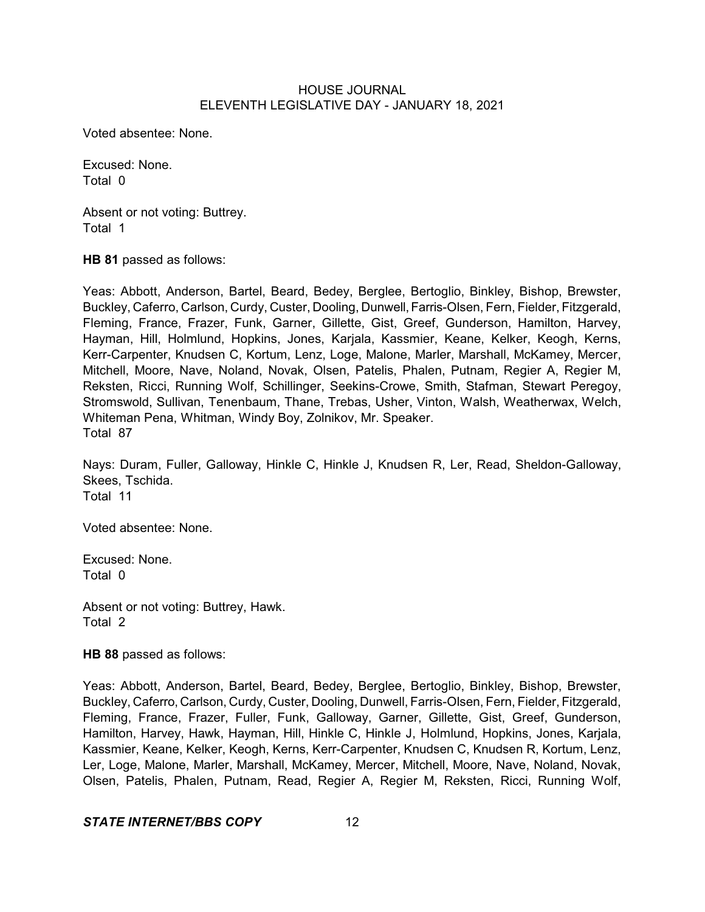Voted absentee: None.

Excused: None.
Total 0

Absent or not voting: Buttrey.
Total 1

**HB 81** passed as follows:

Yeas: Abbott, Anderson, Bartel, Beard, Bedey, Berglee, Bertoglio, Binkley, Bishop, Brewster, Buckley, Caferro, Carlson, Curdy, Custer, Dooling, Dunwell, Farris-Olsen, Fern, Fielder, Fitzgerald, Fleming, France, Frazer, Funk, Garner, Gillette, Gist, Greef, Gunderson, Hamilton, Harvey, Hayman, Hill, Holmlund, Hopkins, Jones, Karjala, Kassmier, Keane, Kelker, Keogh, Kerns, Kerr-Carpenter, Knudsen C, Kortum, Lenz, Loge, Malone, Marler, Marshall, McKamey, Mercer, Mitchell, Moore, Nave, Noland, Novak, Olsen, Patelis, Phalen, Putnam, Regier A, Regier M, Reksten, Ricci, Running Wolf, Schillinger, Seekins-Crowe, Smith, Stafman, Stewart Peregoy, Stromswold, Sullivan, Tenenbaum, Thane, Trebas, Usher, Vinton, Walsh, Weatherwax, Welch, Whiteman Pena, Whitman, Windy Boy, Zolnikov, Mr. Speaker.
Total 87

Nays: Duram, Fuller, Galloway, Hinkle C, Hinkle J, Knudsen R, Ler, Read, Sheldon-Galloway, Skees, Tschida.
Total 11

Voted absentee: None.

Excused: None.
Total 0

Absent or not voting: Buttrey, Hawk.
Total 2

**HB 88** passed as follows:

Yeas: Abbott, Anderson, Bartel, Beard, Bedey, Berglee, Bertoglio, Binkley, Bishop, Brewster, Buckley, Caferro, Carlson, Curdy, Custer, Dooling, Dunwell, Farris-Olsen, Fern, Fielder, Fitzgerald, Fleming, France, Frazer, Fuller, Funk, Galloway, Garner, Gillette, Gist, Greef, Gunderson, Hamilton, Harvey, Hawk, Hayman, Hill, Hinkle C, Hinkle J, Holmlund, Hopkins, Jones, Karjala, Kassmier, Keane, Kelker, Keogh, Kerns, Kerr-Carpenter, Knudsen C, Knudsen R, Kortum, Lenz, Ler, Loge, Malone, Marler, Marshall, McKamey, Mercer, Mitchell, Moore, Nave, Noland, Novak, Olsen, Patelis, Phalen, Putnam, Read, Regier A, Regier M, Reksten, Ricci, Running Wolf,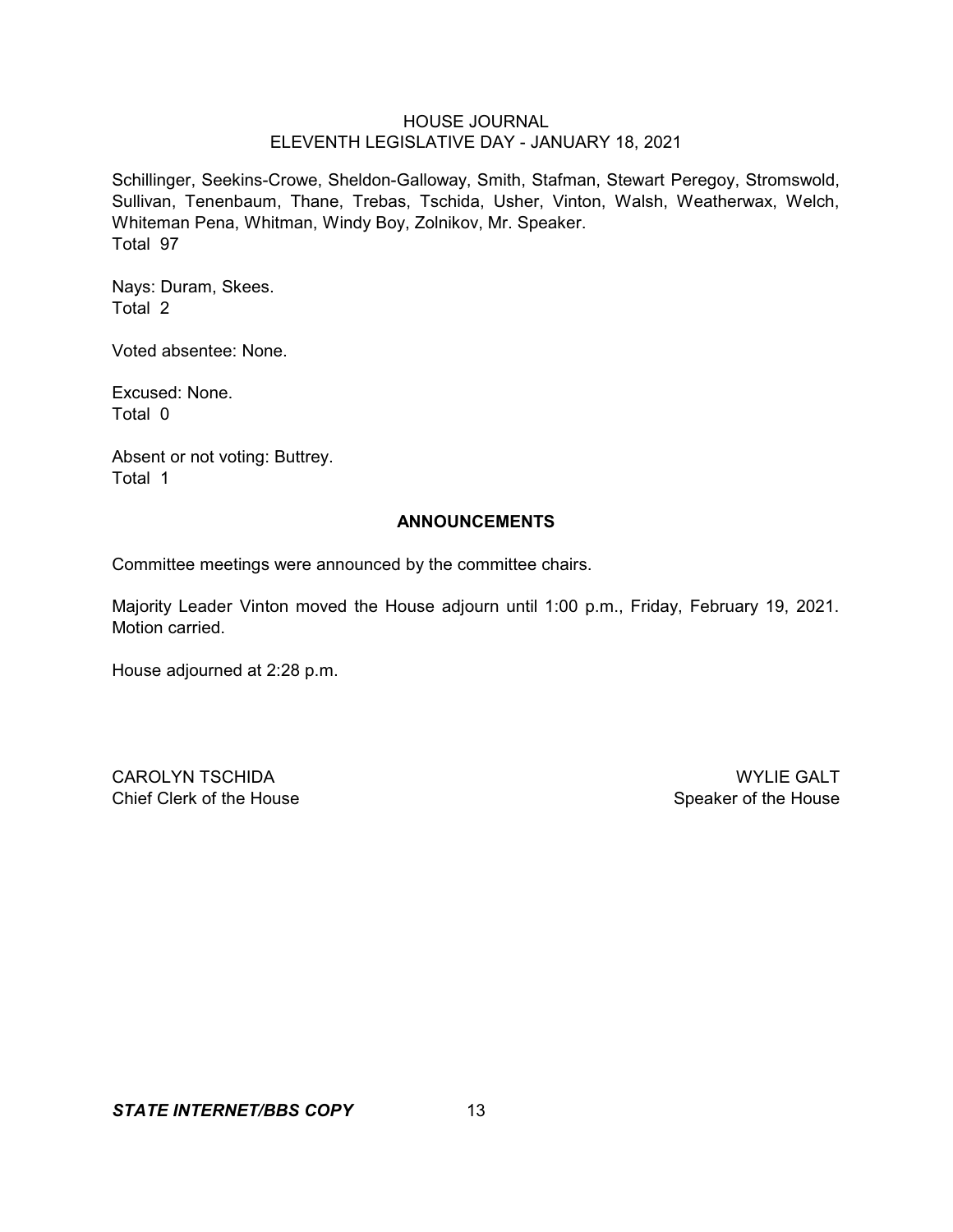Schillinger, Seekins-Crowe, Sheldon-Galloway, Smith, Stafman, Stewart Peregoy, Stromswold, Sullivan, Tenenbaum, Thane, Trebas, Tschida, Usher, Vinton, Walsh, Weatherwax, Welch, Whiteman Pena, Whitman, Windy Boy, Zolnikov, Mr. Speaker.
Total 97

Nays: Duram, Skees.
Total 2

Voted absentee: None.

Excused: None.
Total 0

Absent or not voting: Buttrey.
Total 1

## ANNOUNCEMENTS

Committee meetings were announced by the committee chairs.

Majority Leader Vinton moved the House adjourn until 1:00 p.m., Friday, February 19, 2021. Motion carried.

House adjourned at 2:28 p.m.

CAROLYN TSCHIDA
Chief Clerk of the House

WYLIE GALT
Speaker of the House